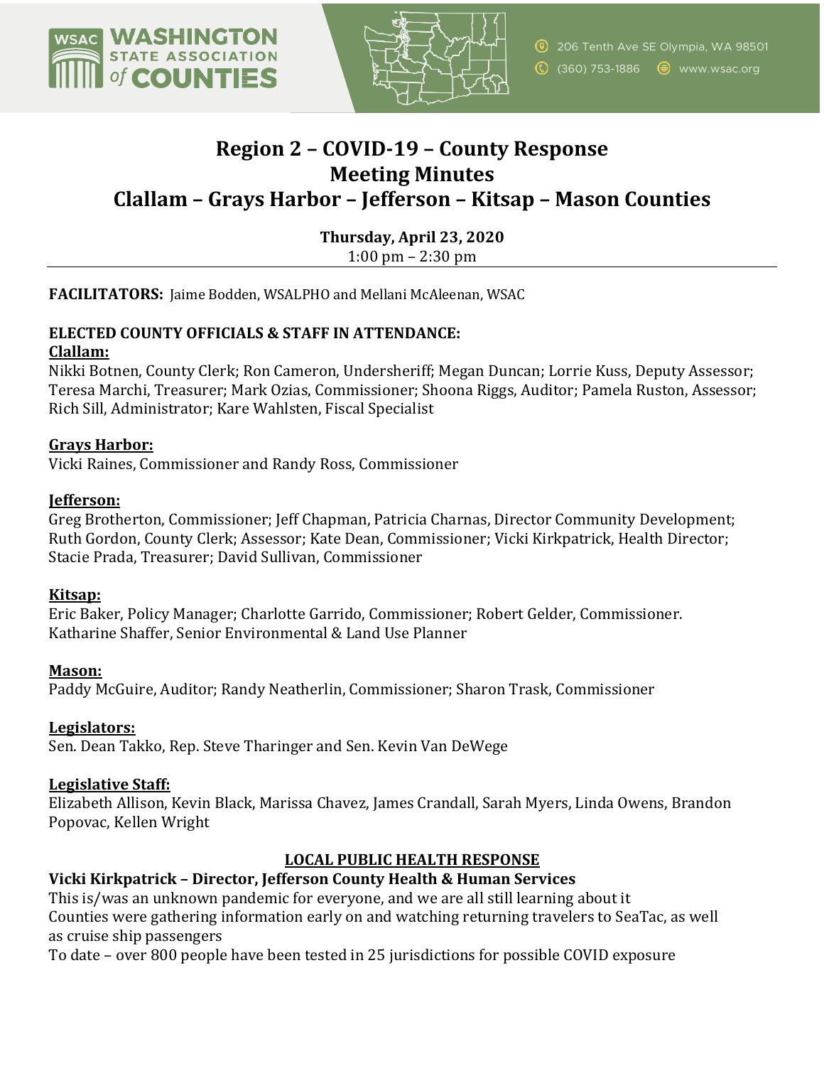# Region 2 – COVID-19 – County Response
# Meeting Minutes
# Clallam – Grays Harbor – Jefferson – Kitsap – Mason Counties

**Thursday, April 23, 2020**
1:00 pm – 2:30 pm

---

**FACILITATORS:** Jaime Bodden, WSALPHO and Mellani McAleenan, WSAC

**ELECTED COUNTY OFFICIALS & STAFF IN ATTENDANCE:**

**Clallam:**
Nikki Botnen, County Clerk; Ron Cameron, Undersheriff; Megan Duncan; Lorrie Kuss, Deputy Assessor; Teresa Marchi, Treasurer; Mark Ozias, Commissioner; Shoona Riggs, Auditor; Pamela Ruston, Assessor; Rich Sill, Administrator; Kare Wahlsten, Fiscal Specialist

**Grays Harbor:**
Vicki Raines, Commissioner and Randy Ross, Commissioner

**Jefferson:**
Greg Brotherton, Commissioner; Jeff Chapman, Patricia Charnas, Director Community Development; Ruth Gordon, County Clerk; Assessor; Kate Dean, Commissioner; Vicki Kirkpatrick, Health Director; Stacie Prada, Treasurer; David Sullivan, Commissioner

**Kitsap:**
Eric Baker, Policy Manager; Charlotte Garrido, Commissioner; Robert Gelder, Commissioner. Katharine Shaffer, Senior Environmental & Land Use Planner

**Mason:**
Paddy McGuire, Auditor; Randy Neatherlin, Commissioner; Sharon Trask, Commissioner

**Legislators:**
Sen. Dean Takko, Rep. Steve Tharinger and Sen. Kevin Van DeWege

**Legislative Staff:**
Elizabeth Allison, Kevin Black, Marissa Chavez, James Crandall, Sarah Myers, Linda Owens, Brandon Popovac, Kellen Wright

## LOCAL PUBLIC HEALTH RESPONSE

**Vicki Kirkpatrick – Director, Jefferson County Health & Human Services**

This is/was an unknown pandemic for everyone, and we are all still learning about it
Counties were gathering information early on and watching returning travelers to SeaTac, as well as cruise ship passengers
To date – over 800 people have been tested in 25 jurisdictions for possible COVID exposure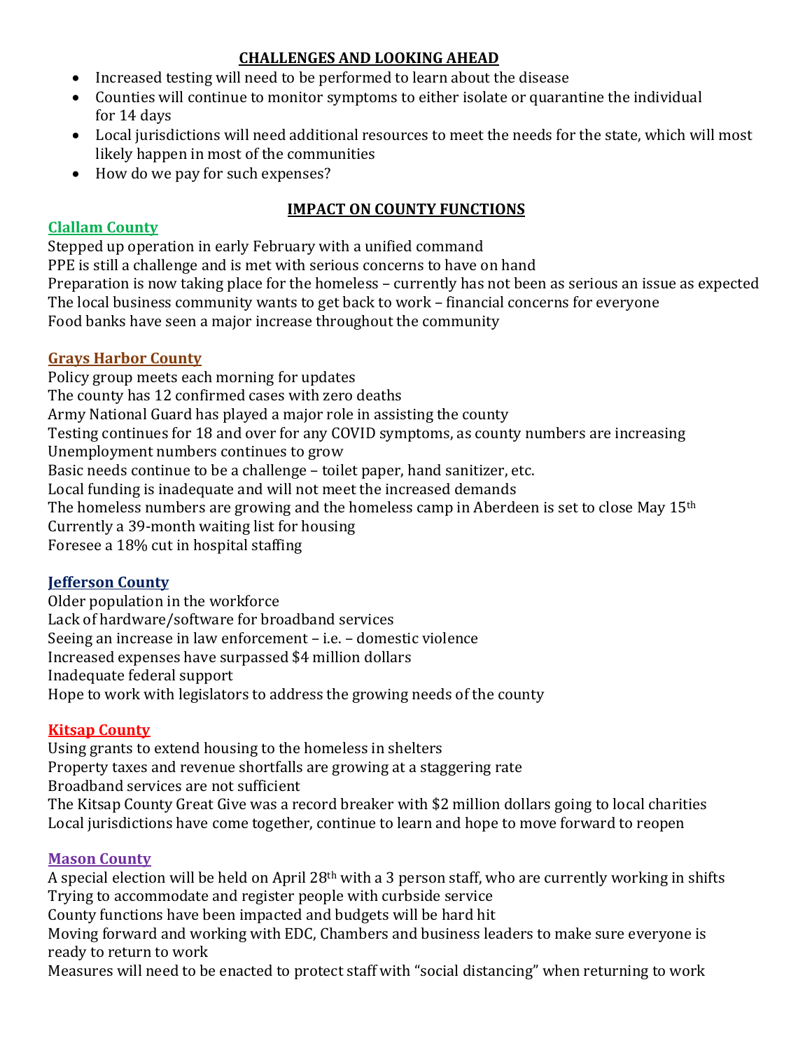## CHALLENGES AND LOOKING AHEAD

- Increased testing will need to be performed to learn about the disease
- Counties will continue to monitor symptoms to either isolate or quarantine the individual for 14 days
- Local jurisdictions will need additional resources to meet the needs for the state, which will most likely happen in most of the communities
- How do we pay for such expenses?

## IMPACT ON COUNTY FUNCTIONS

### Clallam County

Stepped up operation in early February with a unified command
PPE is still a challenge and is met with serious concerns to have on hand
Preparation is now taking place for the homeless – currently has not been as serious an issue as expected
The local business community wants to get back to work – financial concerns for everyone
Food banks have seen a major increase throughout the community

### Grays Harbor County

Policy group meets each morning for updates
The county has 12 confirmed cases with zero deaths
Army National Guard has played a major role in assisting the county
Testing continues for 18 and over for any COVID symptoms, as county numbers are increasing
Unemployment numbers continues to grow
Basic needs continue to be a challenge – toilet paper, hand sanitizer, etc.
Local funding is inadequate and will not meet the increased demands
The homeless numbers are growing and the homeless camp in Aberdeen is set to close May 15th
Currently a 39-month waiting list for housing
Foresee a 18% cut in hospital staffing

### Jefferson County

Older population in the workforce
Lack of hardware/software for broadband services
Seeing an increase in law enforcement – i.e. – domestic violence
Increased expenses have surpassed $4 million dollars
Inadequate federal support
Hope to work with legislators to address the growing needs of the county

### Kitsap County

Using grants to extend housing to the homeless in shelters
Property taxes and revenue shortfalls are growing at a staggering rate
Broadband services are not sufficient
The Kitsap County Great Give was a record breaker with $2 million dollars going to local charities
Local jurisdictions have come together, continue to learn and hope to move forward to reopen

### Mason County

A special election will be held on April 28th with a 3 person staff, who are currently working in shifts
Trying to accommodate and register people with curbside service
County functions have been impacted and budgets will be hard hit
Moving forward and working with EDC, Chambers and business leaders to make sure everyone is ready to return to work
Measures will need to be enacted to protect staff with "social distancing" when returning to work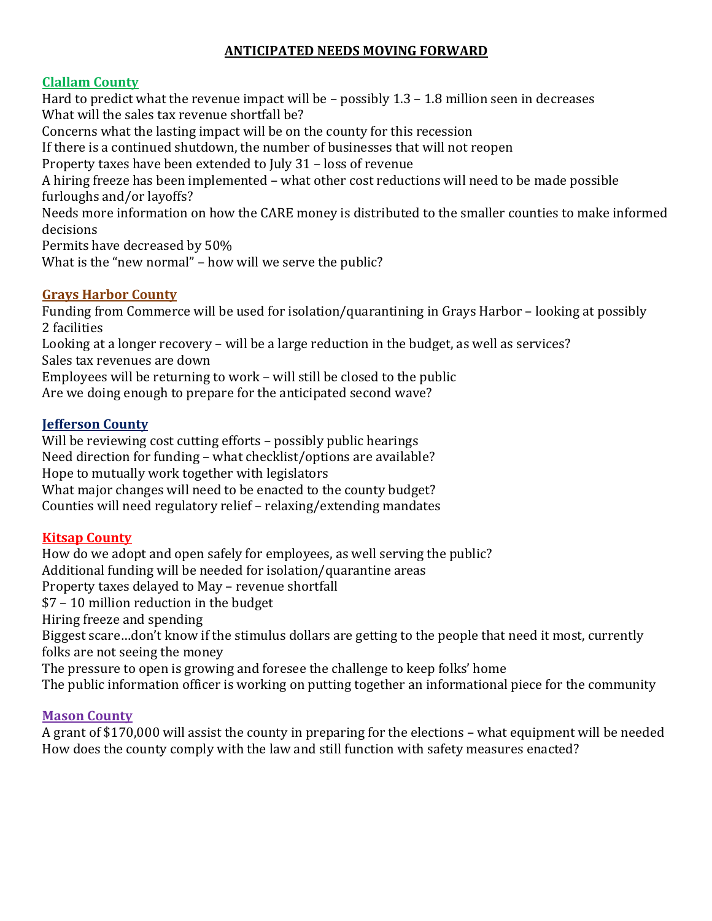# ANTICIPATED NEEDS MOVING FORWARD

## Clallam County

Hard to predict what the revenue impact will be – possibly 1.3 – 1.8 million seen in decreases
What will the sales tax revenue shortfall be?
Concerns what the lasting impact will be on the county for this recession
If there is a continued shutdown, the number of businesses that will not reopen
Property taxes have been extended to July 31 – loss of revenue
A hiring freeze has been implemented – what other cost reductions will need to be made possible furloughs and/or layoffs?
Needs more information on how the CARE money is distributed to the smaller counties to make informed decisions
Permits have decreased by 50%
What is the "new normal" – how will we serve the public?

## Grays Harbor County

Funding from Commerce will be used for isolation/quarantining in Grays Harbor – looking at possibly 2 facilities
Looking at a longer recovery – will be a large reduction in the budget, as well as services?
Sales tax revenues are down
Employees will be returning to work – will still be closed to the public
Are we doing enough to prepare for the anticipated second wave?

## Jefferson County

Will be reviewing cost cutting efforts – possibly public hearings
Need direction for funding – what checklist/options are available?
Hope to mutually work together with legislators
What major changes will need to be enacted to the county budget?
Counties will need regulatory relief – relaxing/extending mandates

## Kitsap County

How do we adopt and open safely for employees, as well serving the public?
Additional funding will be needed for isolation/quarantine areas
Property taxes delayed to May – revenue shortfall
$7 – 10 million reduction in the budget
Hiring freeze and spending
Biggest scare…don't know if the stimulus dollars are getting to the people that need it most, currently folks are not seeing the money
The pressure to open is growing and foresee the challenge to keep folks' home
The public information officer is working on putting together an informational piece for the community

## Mason County

A grant of $170,000 will assist the county in preparing for the elections – what equipment will be needed
How does the county comply with the law and still function with safety measures enacted?